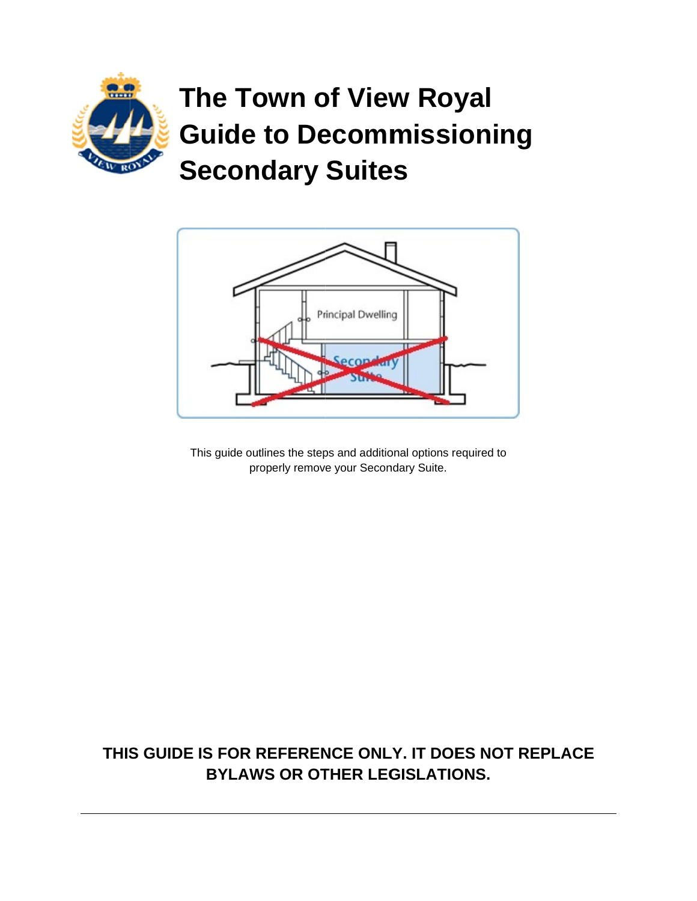# The Town of View Royal Guide to Decommissioning Secondary Suites

This guide outlines the steps and additional options required to properly remove your Secondary Suite.

**THIS GUIDE IS FOR REFERENCE ONLY. IT DOES NOT REPLACE BYLAWS OR OTHER LEGISLATIONS.**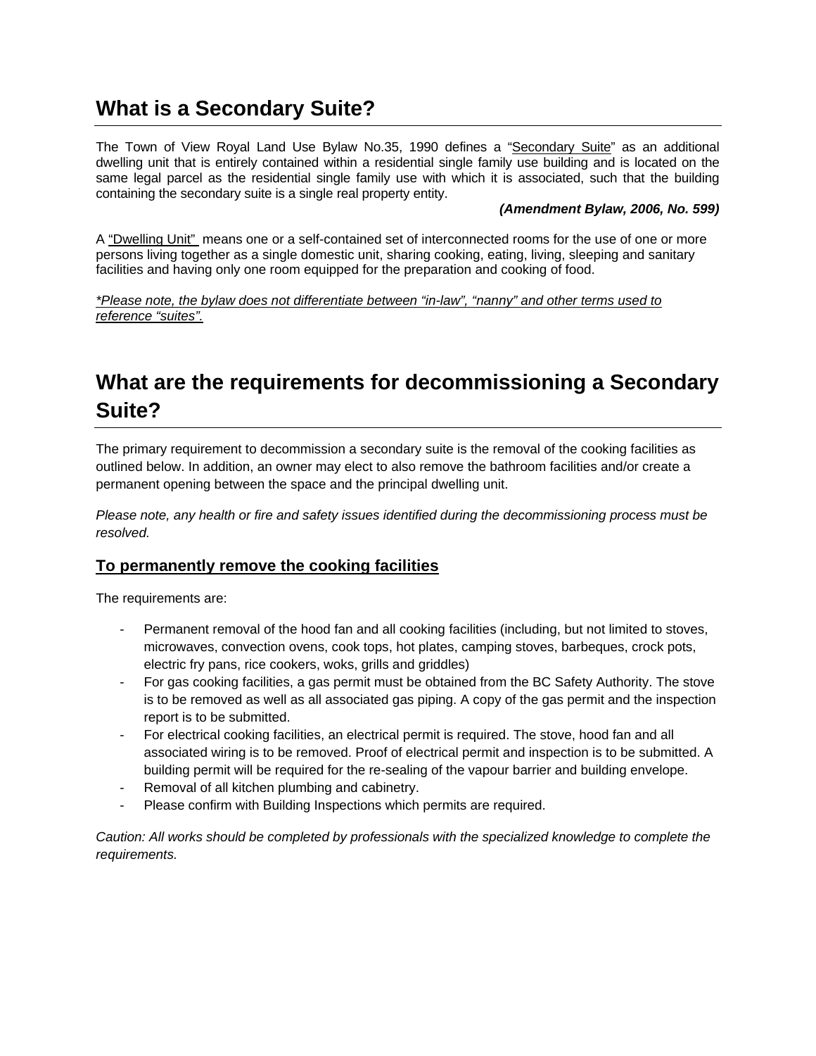## What is a Secondary Suite?

The Town of View Royal Land Use Bylaw No.35, 1990 defines a "Secondary Suite" as an additional dwelling unit that is entirely contained within a residential single family use building and is located on the same legal parcel as the residential single family use with which it is associated, such that the building containing the secondary suite is a single real property entity.

***(Amendment Bylaw, 2006, No. 599)***

A "Dwelling Unit" means one or a self-contained set of interconnected rooms for the use of one or more persons living together as a single domestic unit, sharing cooking, eating, living, sleeping and sanitary facilities and having only one room equipped for the preparation and cooking of food.

*\*Please note, the bylaw does not differentiate between "in-law", "nanny" and other terms used to reference "suites".*

## What are the requirements for decommissioning a Secondary Suite?

The primary requirement to decommission a secondary suite is the removal of the cooking facilities as outlined below. In addition, an owner may elect to also remove the bathroom facilities and/or create a permanent opening between the space and the principal dwelling unit.

*Please note, any health or fire and safety issues identified during the decommissioning process must be resolved.*

### To permanently remove the cooking facilities

The requirements are:

- Permanent removal of the hood fan and all cooking facilities (including, but not limited to stoves, microwaves, convection ovens, cook tops, hot plates, camping stoves, barbeques, crock pots, electric fry pans, rice cookers, woks, grills and griddles)
- For gas cooking facilities, a gas permit must be obtained from the BC Safety Authority. The stove is to be removed as well as all associated gas piping. A copy of the gas permit and the inspection report is to be submitted.
- For electrical cooking facilities, an electrical permit is required. The stove, hood fan and all associated wiring is to be removed. Proof of electrical permit and inspection is to be submitted. A building permit will be required for the re-sealing of the vapour barrier and building envelope.
- Removal of all kitchen plumbing and cabinetry.
- Please confirm with Building Inspections which permits are required.

*Caution: All works should be completed by professionals with the specialized knowledge to complete the requirements.*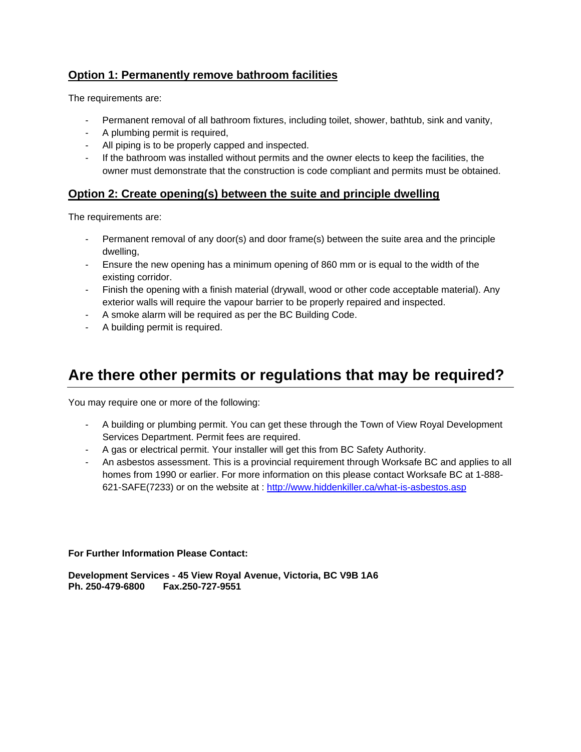### Option 1: Permanently remove bathroom facilities

The requirements are:

- Permanent removal of all bathroom fixtures, including toilet, shower, bathtub, sink and vanity,
- A plumbing permit is required,
- All piping is to be properly capped and inspected.
- If the bathroom was installed without permits and the owner elects to keep the facilities, the owner must demonstrate that the construction is code compliant and permits must be obtained.

### Option 2: Create opening(s) between the suite and principle dwelling

The requirements are:

- Permanent removal of any door(s) and door frame(s) between the suite area and the principle dwelling,
- Ensure the new opening has a minimum opening of 860 mm or is equal to the width of the existing corridor.
- Finish the opening with a finish material (drywall, wood or other code acceptable material). Any exterior walls will require the vapour barrier to be properly repaired and inspected.
- A smoke alarm will be required as per the BC Building Code.
- A building permit is required.

## Are there other permits or regulations that may be required?

You may require one or more of the following:

- A building or plumbing permit. You can get these through the Town of View Royal Development Services Department. Permit fees are required.
- A gas or electrical permit. Your installer will get this from BC Safety Authority.
- An asbestos assessment. This is a provincial requirement through Worksafe BC and applies to all homes from 1990 or earlier. For more information on this please contact Worksafe BC at 1-888-621-SAFE(7233) or on the website at : http://www.hiddenkiller.ca/what-is-asbestos.asp

**For Further Information Please Contact:**

**Development Services - 45 View Royal Avenue, Victoria, BC V9B 1A6**
**Ph. 250-479-6800 Fax.250-727-9551**